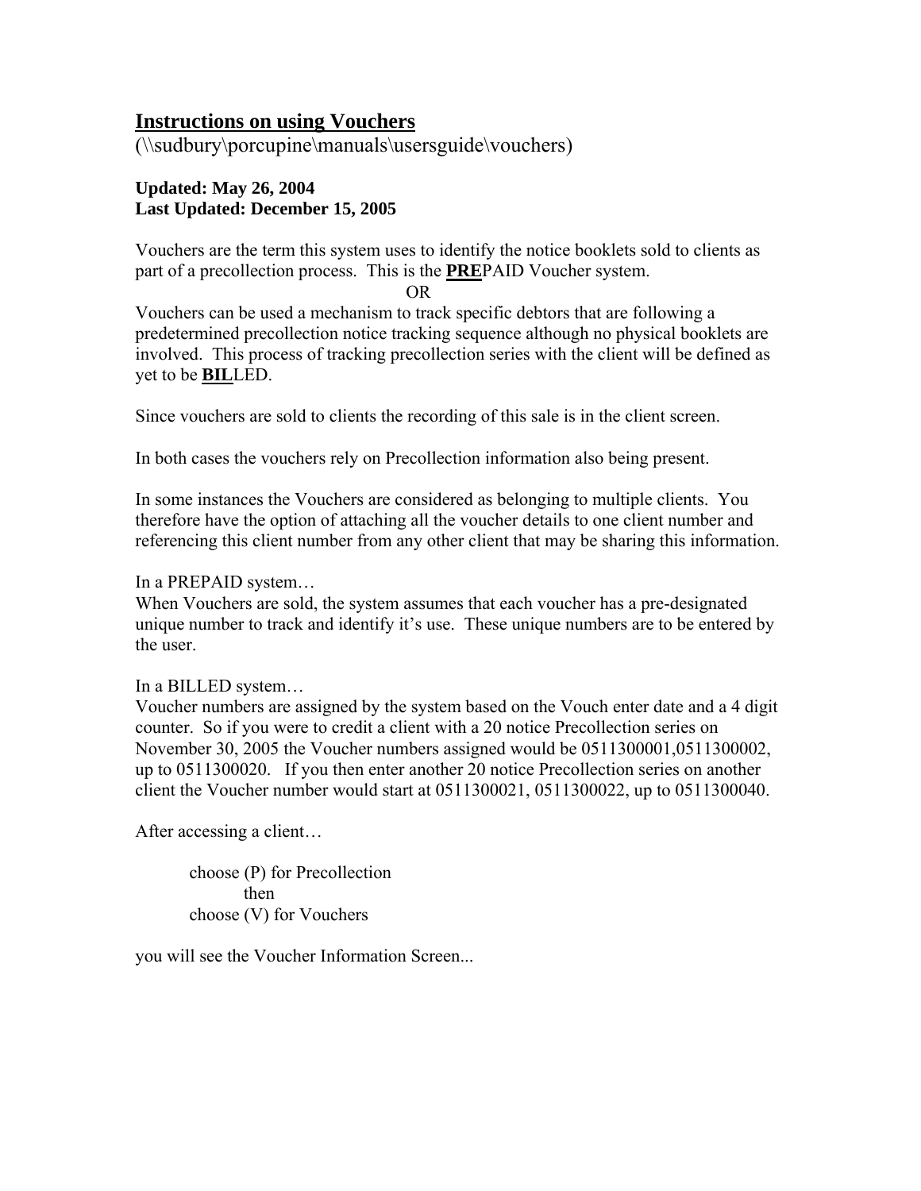# Instructions on using Vouchers

(\\sudbury\porcupine\manuals\usersguide\vouchers)

**Updated: May 26, 2004**
**Last Updated: December 15, 2005**

Vouchers are the term this system uses to identify the notice booklets sold to clients as part of a precollection process. This is the **PRE**PAID Voucher system.

OR

Vouchers can be used a mechanism to track specific debtors that are following a predetermined precollection notice tracking sequence although no physical booklets are involved. This process of tracking precollection series with the client will be defined as yet to be **BIL**LED.

Since vouchers are sold to clients the recording of this sale is in the client screen.

In both cases the vouchers rely on Precollection information also being present.

In some instances the Vouchers are considered as belonging to multiple clients. You therefore have the option of attaching all the voucher details to one client number and referencing this client number from any other client that may be sharing this information.

In a PREPAID system…
When Vouchers are sold, the system assumes that each voucher has a pre-designated unique number to track and identify it's use. These unique numbers are to be entered by the user.

In a BILLED system…
Voucher numbers are assigned by the system based on the Vouch enter date and a 4 digit counter. So if you were to credit a client with a 20 notice Precollection series on November 30, 2005 the Voucher numbers assigned would be 0511300001,0511300002, up to 0511300020. If you then enter another 20 notice Precollection series on another client the Voucher number would start at 0511300021, 0511300022, up to 0511300040.

After accessing a client…

> choose (P) for Precollection
> then
> choose (V) for Vouchers

you will see the Voucher Information Screen...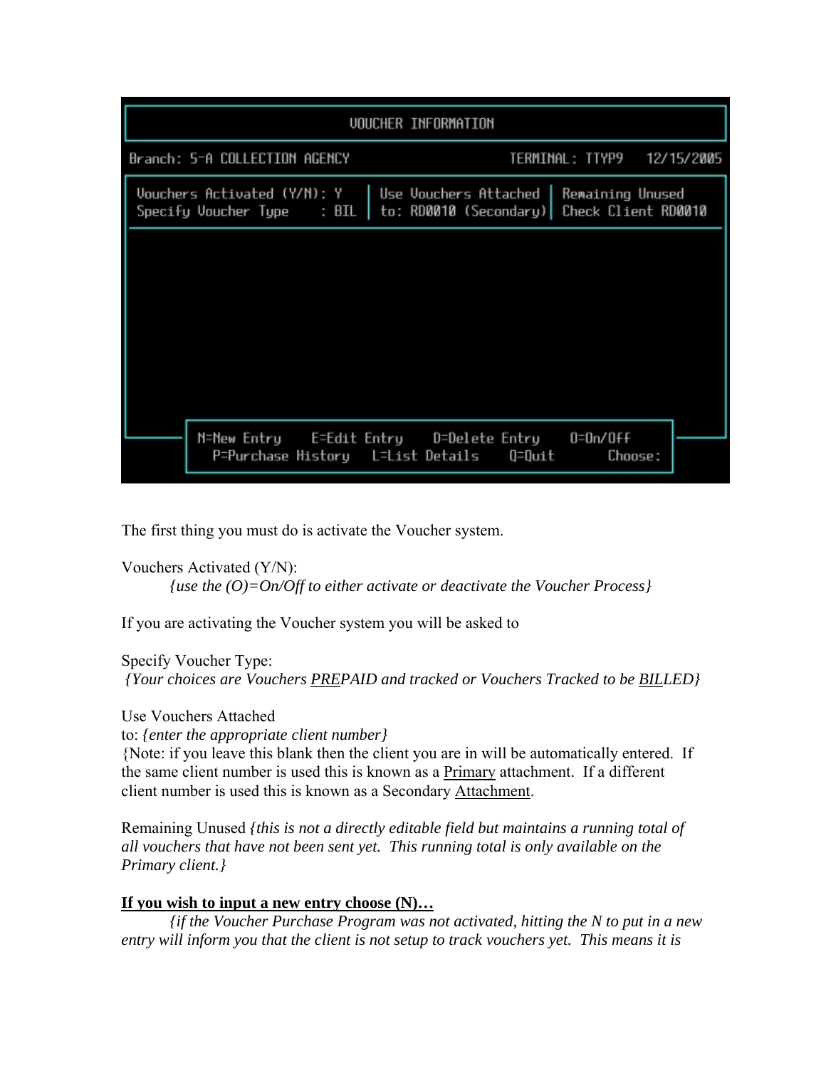```
                              VOUCHER INFORMATION
Branch: 5-A COLLECTION AGENCY                      TERMINAL: TTYP9   12/15/2005
 Vouchers Activated (Y/N): Y  | Use Vouchers Attached | Remaining Unused
 Specify Voucher Type    : BIL | to: RD0010 (Secondary)| Check Client RD0010

     N=New Entry    E=Edit Entry    D=Delete Entry    O=On/Off
       P=Purchase History   L=List Details    Q=Quit        Choose:
```

The first thing you must do is activate the Voucher system.

Vouchers Activated (Y/N):
*{use the (O)=On/Off to either activate or deactivate the Voucher Process}*

If you are activating the Voucher system you will be asked to

Specify Voucher Type:
*{Your choices are Vouchers PREPAID and tracked or Vouchers Tracked to be BILLED}*

Use Vouchers Attached
to: *{enter the appropriate client number}*
{Note: if you leave this blank then the client you are in will be automatically entered. If the same client number is used this is known as a Primary attachment. If a different client number is used this is known as a Secondary Attachment.

Remaining Unused *{this is not a directly editable field but maintains a running total of all vouchers that have not been sent yet. This running total is only available on the Primary client.}*

**If you wish to input a new entry choose (N)…**
*{if the Voucher Purchase Program was not activated, hitting the N to put in a new entry will inform you that the client is not setup to track vouchers yet. This means it is*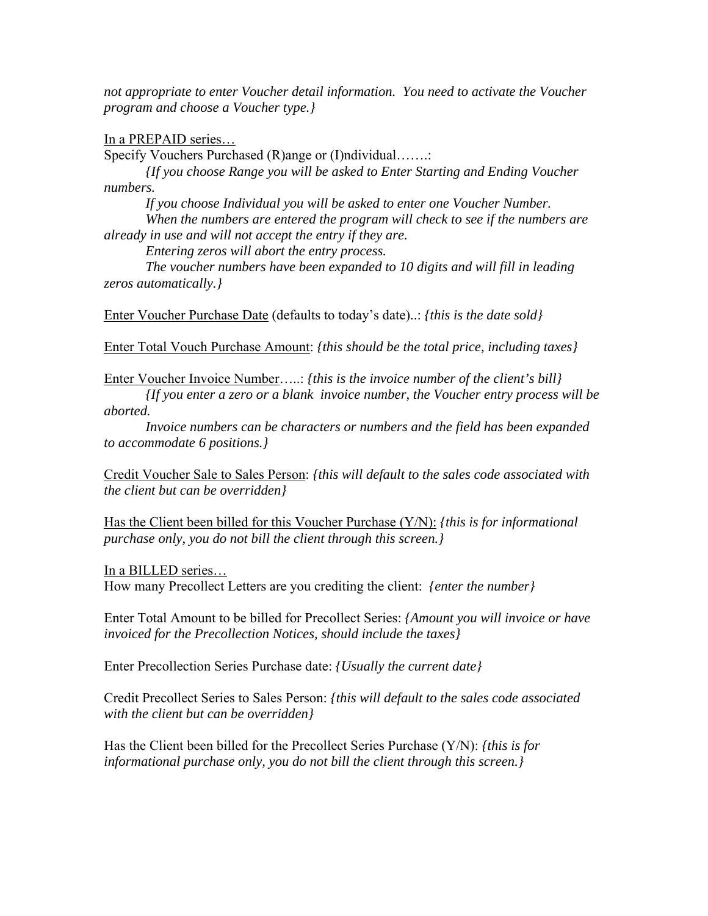*not appropriate to enter Voucher detail information. You need to activate the Voucher program and choose a Voucher type.}*

<u>In a PREPAID series…</u>

Specify Vouchers Purchased (R)ange or (I)ndividual…….:

*{If you choose Range you will be asked to Enter Starting and Ending Voucher numbers.*

*If you choose Individual you will be asked to enter one Voucher Number.*

*When the numbers are entered the program will check to see if the numbers are already in use and will not accept the entry if they are.*

*Entering zeros will abort the entry process.*

*The voucher numbers have been expanded to 10 digits and will fill in leading zeros automatically.}*

<u>Enter Voucher Purchase Date</u> (defaults to today's date)..: *{this is the date sold}*

<u>Enter Total Vouch Purchase Amount</u>: *{this should be the total price, including taxes}*

<u>Enter Voucher Invoice Number</u>…..: *{this is the invoice number of the client's bill}*

*{If you enter a zero or a blank invoice number, the Voucher entry process will be aborted.*

*Invoice numbers can be characters or numbers and the field has been expanded to accommodate 6 positions.}*

<u>Credit Voucher Sale to Sales Person</u>: *{this will default to the sales code associated with the client but can be overridden}*

<u>Has the Client been billed for this Voucher Purchase (Y/N):</u> *{this is for informational purchase only, you do not bill the client through this screen.}*

<u>In a BILLED series…</u>

How many Precollect Letters are you crediting the client: *{enter the number}*

Enter Total Amount to be billed for Precollect Series: *{Amount you will invoice or have invoiced for the Precollection Notices, should include the taxes}*

Enter Precollection Series Purchase date: *{Usually the current date}*

Credit Precollect Series to Sales Person: *{this will default to the sales code associated with the client but can be overridden}*

Has the Client been billed for the Precollect Series Purchase (Y/N): *{this is for informational purchase only, you do not bill the client through this screen.}*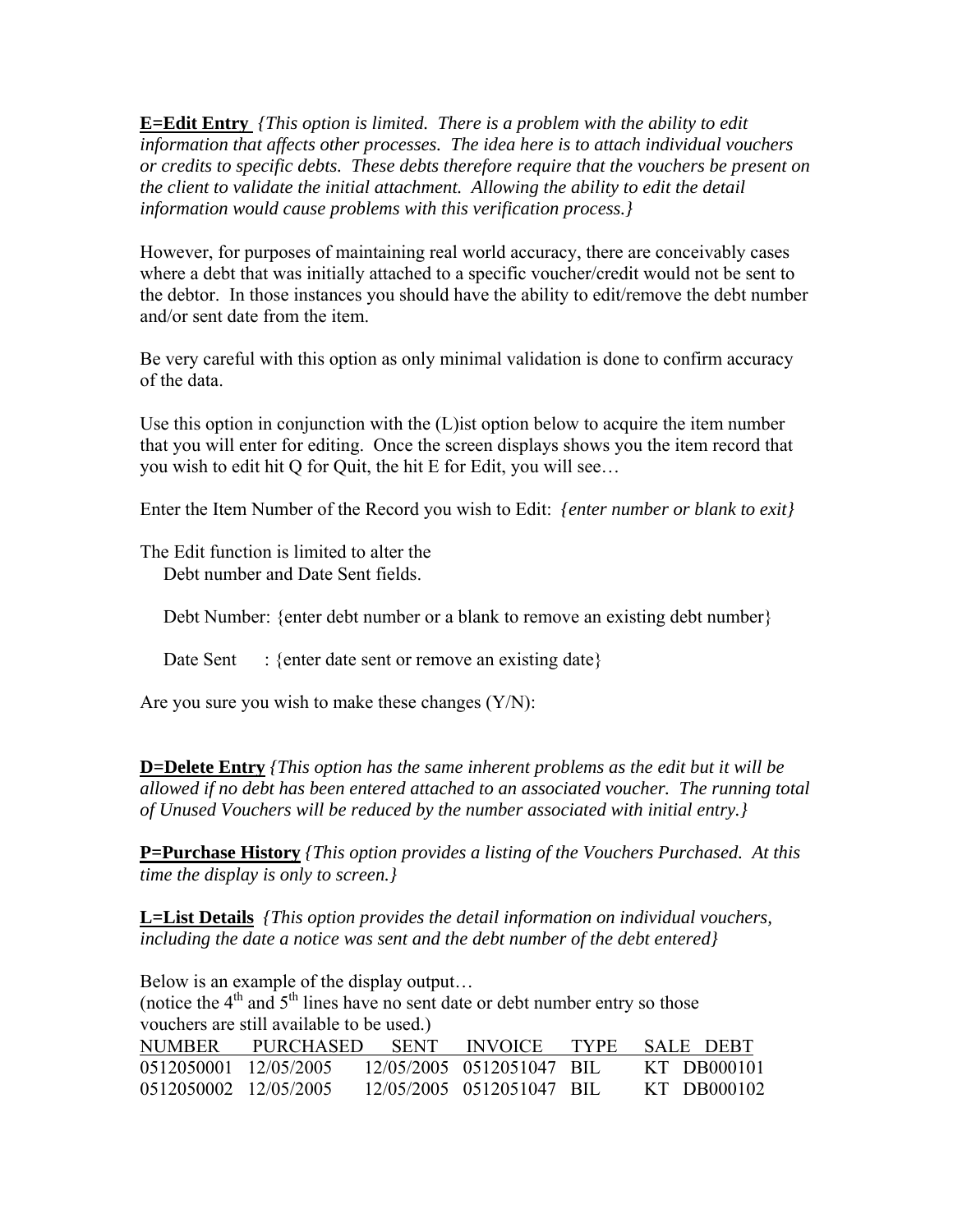**E=Edit Entry** *{This option is limited. There is a problem with the ability to edit information that affects other processes. The idea here is to attach individual vouchers or credits to specific debts. These debts therefore require that the vouchers be present on the client to validate the initial attachment. Allowing the ability to edit the detail information would cause problems with this verification process.}*

However, for purposes of maintaining real world accuracy, there are conceivably cases where a debt that was initially attached to a specific voucher/credit would not be sent to the debtor. In those instances you should have the ability to edit/remove the debt number and/or sent date from the item.

Be very careful with this option as only minimal validation is done to confirm accuracy of the data.

Use this option in conjunction with the (L)ist option below to acquire the item number that you will enter for editing. Once the screen displays shows you the item record that you wish to edit hit Q for Quit, the hit E for Edit, you will see…

Enter the Item Number of the Record you wish to Edit: *{enter number or blank to exit}*

The Edit function is limited to alter the
Debt number and Date Sent fields.

Debt Number: {enter debt number or a blank to remove an existing debt number}

Date Sent : {enter date sent or remove an existing date}

Are you sure you wish to make these changes (Y/N):

**D=Delete Entry** *{This option has the same inherent problems as the edit but it will be allowed if no debt has been entered attached to an associated voucher. The running total of Unused Vouchers will be reduced by the number associated with initial entry.}*

**P=Purchase History** *{This option provides a listing of the Vouchers Purchased. At this time the display is only to screen.}*

**L=List Details** *{This option provides the detail information on individual vouchers, including the date a notice was sent and the debt number of the debt entered}*

Below is an example of the display output…
(notice the 4th and 5th lines have no sent date or debt number entry so those vouchers are still available to be used.)

| NUMBER | PURCHASED | SENT | INVOICE | TYPE | SALE | DEBT |
|---|---|---|---|---|---|---|
| 0512050001 | 12/05/2005 | 12/05/2005 | 0512051047 | BIL | KT | DB000101 |
| 0512050002 | 12/05/2005 | 12/05/2005 | 0512051047 | BIL | KT | DB000102 |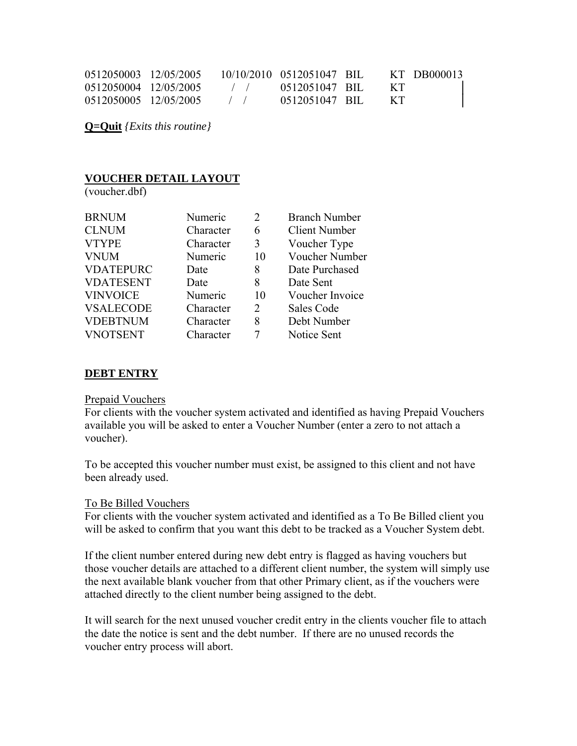| | | | | | | |
|---|---|---|---|---|---|---|
| 0512050003 | 12/05/2005 | 10/10/2010 | 0512051047 | BIL | KT | DB000013 |
| 0512050004 | 12/05/2005 | / / | 0512051047 | BIL | KT | |
| 0512050005 | 12/05/2005 | / / | 0512051047 | BIL | KT | |

**Q=Quit** *{Exits this routine}*

## VOUCHER DETAIL LAYOUT

(voucher.dbf)

| | | | |
|---|---|---|---|
| BRNUM | Numeric | 2 | Branch Number |
| CLNUM | Character | 6 | Client Number |
| VTYPE | Character | 3 | Voucher Type |
| VNUM | Numeric | 10 | Voucher Number |
| VDATEPURC | Date | 8 | Date Purchased |
| VDATESENT | Date | 8 | Date Sent |
| VINVOICE | Numeric | 10 | Voucher Invoice |
| VSALECODE | Character | 2 | Sales Code |
| VDEBTNUM | Character | 8 | Debt Number |
| VNOTSENT | Character | 7 | Notice Sent |

## DEBT ENTRY

Prepaid Vouchers

For clients with the voucher system activated and identified as having Prepaid Vouchers available you will be asked to enter a Voucher Number (enter a zero to not attach a voucher).

To be accepted this voucher number must exist, be assigned to this client and not have been already used.

To Be Billed Vouchers

For clients with the voucher system activated and identified as a To Be Billed client you will be asked to confirm that you want this debt to be tracked as a Voucher System debt.

If the client number entered during new debt entry is flagged as having vouchers but those voucher details are attached to a different client number, the system will simply use the next available blank voucher from that other Primary client, as if the vouchers were attached directly to the client number being assigned to the debt.

It will search for the next unused voucher credit entry in the clients voucher file to attach the date the notice is sent and the debt number. If there are no unused records the voucher entry process will abort.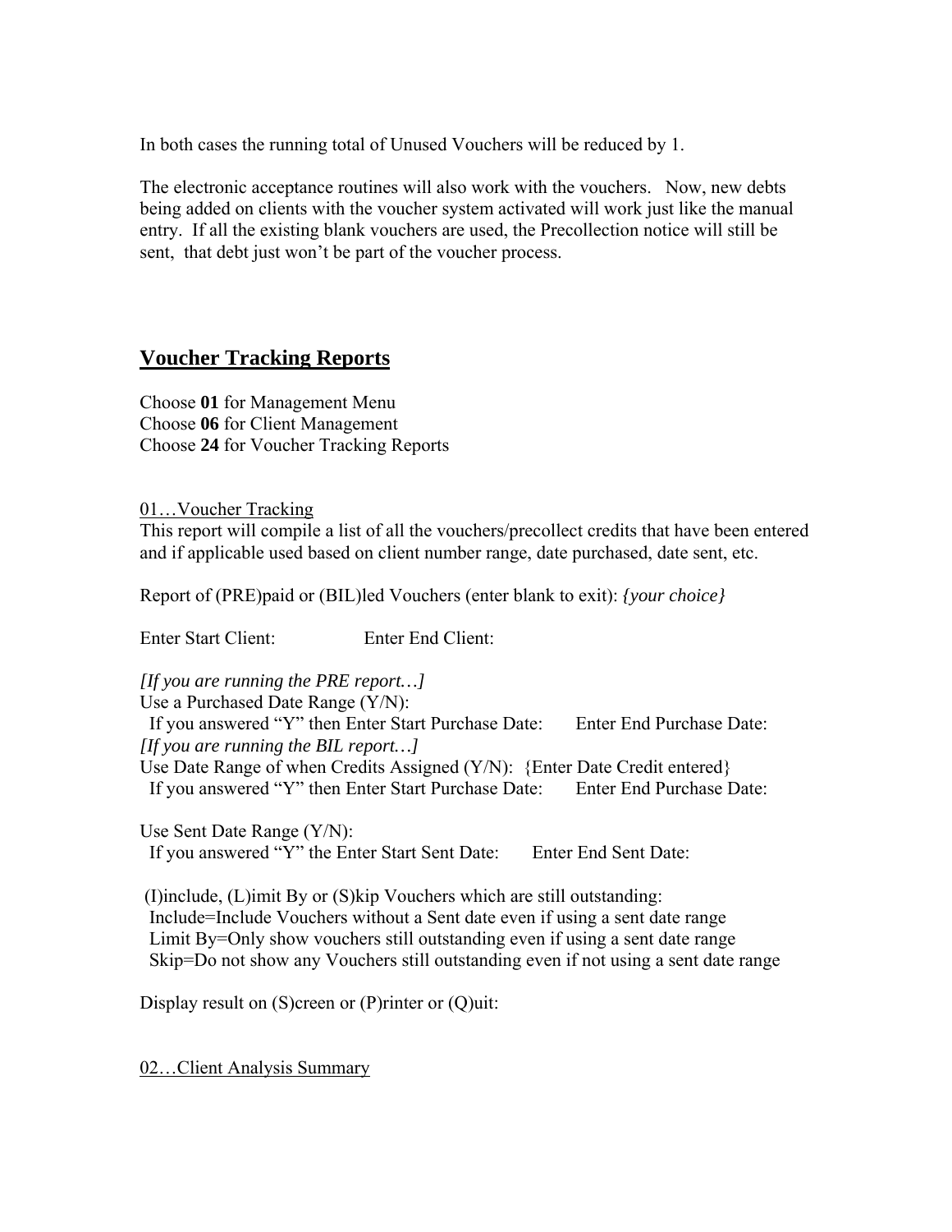In both cases the running total of Unused Vouchers will be reduced by 1.

The electronic acceptance routines will also work with the vouchers. Now, new debts being added on clients with the voucher system activated will work just like the manual entry. If all the existing blank vouchers are used, the Precollection notice will still be sent, that debt just won't be part of the voucher process.

## Voucher Tracking Reports

Choose **01** for Management Menu
Choose **06** for Client Management
Choose **24** for Voucher Tracking Reports

### 01…Voucher Tracking

This report will compile a list of all the vouchers/precollect credits that have been entered and if applicable used based on client number range, date purchased, date sent, etc.

Report of (PRE)paid or (BIL)led Vouchers (enter blank to exit): *{your choice}*

Enter Start Client: Enter End Client:

*[If you are running the PRE report…]*
Use a Purchased Date Range (Y/N):
  If you answered "Y" then Enter Start Purchase Date: Enter End Purchase Date:
*[If you are running the BIL report…]*
Use Date Range of when Credits Assigned (Y/N): {Enter Date Credit entered}
  If you answered "Y" then Enter Start Purchase Date: Enter End Purchase Date:

Use Sent Date Range (Y/N):
  If you answered "Y" the Enter Start Sent Date: Enter End Sent Date:

(I)include, (L)imit By or (S)kip Vouchers which are still outstanding:
  Include=Include Vouchers without a Sent date even if using a sent date range
  Limit By=Only show vouchers still outstanding even if using a sent date range
  Skip=Do not show any Vouchers still outstanding even if not using a sent date range

Display result on (S)creen or (P)rinter or (Q)uit:

### 02…Client Analysis Summary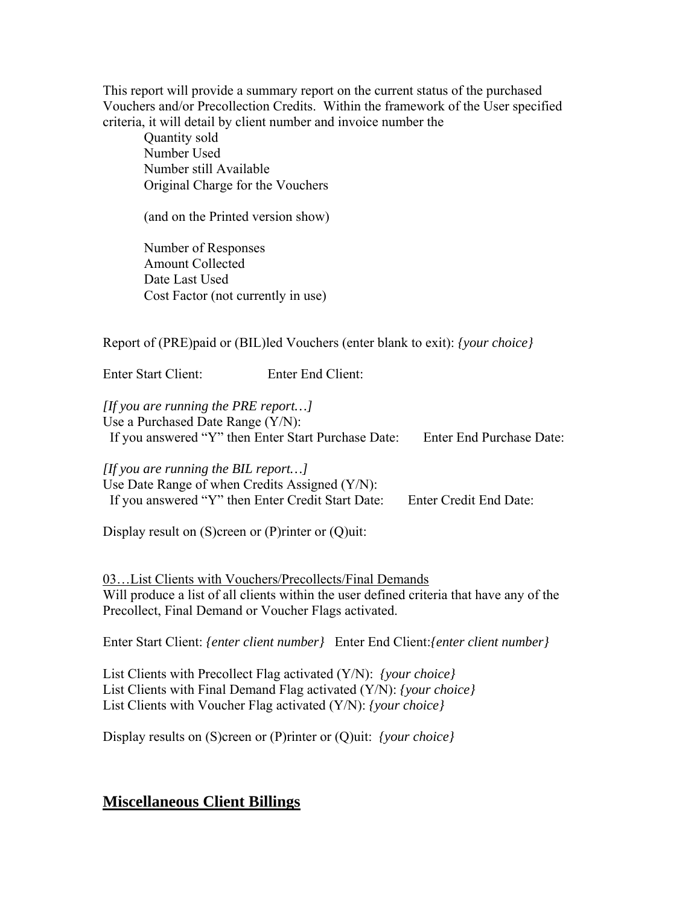This report will provide a summary report on the current status of the purchased Vouchers and/or Precollection Credits. Within the framework of the User specified criteria, it will detail by client number and invoice number the

Quantity sold
Number Used
Number still Available
Original Charge for the Vouchers

(and on the Printed version show)

Number of Responses
Amount Collected
Date Last Used
Cost Factor (not currently in use)

Report of (PRE)paid or (BIL)led Vouchers (enter blank to exit): *{your choice}*

Enter Start Client: Enter End Client:

*[If you are running the PRE report…]*
Use a Purchased Date Range (Y/N):
If you answered "Y" then Enter Start Purchase Date: Enter End Purchase Date:

*[If you are running the BIL report…]*
Use Date Range of when Credits Assigned (Y/N):
If you answered "Y" then Enter Credit Start Date: Enter Credit End Date:

Display result on (S)creen or (P)rinter or (Q)uit:

<u>03…List Clients with Vouchers/Precollects/Final Demands</u>
Will produce a list of all clients within the user defined criteria that have any of the Precollect, Final Demand or Voucher Flags activated.

Enter Start Client: *{enter client number}* Enter End Client:*{enter client number}*

List Clients with Precollect Flag activated (Y/N): *{your choice}*
List Clients with Final Demand Flag activated (Y/N): *{your choice}*
List Clients with Voucher Flag activated (Y/N): *{your choice}*

Display results on (S)creen or (P)rinter or (Q)uit: *{your choice}*

## Miscellaneous Client Billings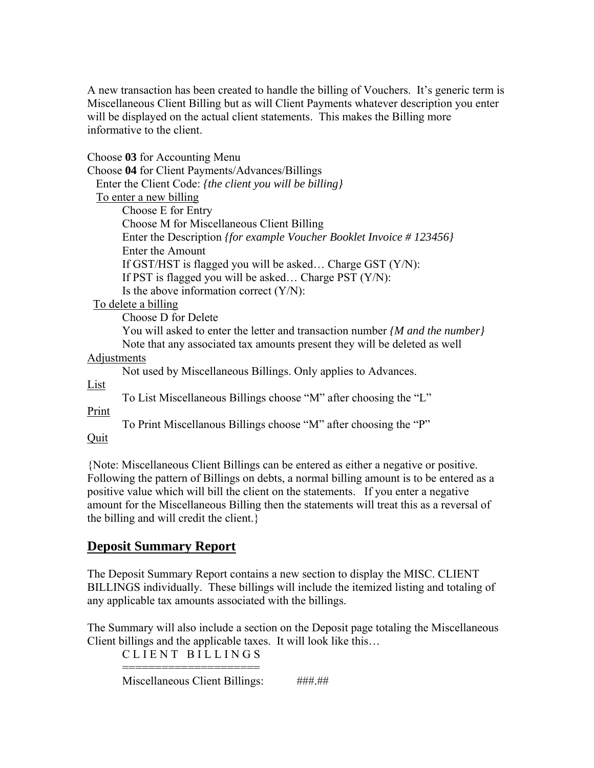A new transaction has been created to handle the billing of Vouchers. It's generic term is Miscellaneous Client Billing but as will Client Payments whatever description you enter will be displayed on the actual client statements. This makes the Billing more informative to the client.

Choose **03** for Accounting Menu
Choose **04** for Client Payments/Advances/Billings
Enter the Client Code: *{the client you will be billing}*

<u>To enter a new billing</u>

- Choose E for Entry
- Choose M for Miscellaneous Client Billing
- Enter the Description *{for example Voucher Booklet Invoice # 123456}*
- Enter the Amount
- If GST/HST is flagged you will be asked… Charge GST (Y/N):
- If PST is flagged you will be asked… Charge PST (Y/N):
- Is the above information correct (Y/N):

<u>To delete a billing</u>

- Choose D for Delete
- You will asked to enter the letter and transaction number *{M and the number}*
- Note that any associated tax amounts present they will be deleted as well

<u>Adjustments</u>

Not used by Miscellaneous Billings. Only applies to Advances.

<u>List</u>

To List Miscellaneous Billings choose "M" after choosing the "L"

<u>Print</u>

To Print Miscellanous Billings choose "M" after choosing the "P"

<u>Quit</u>

{Note: Miscellaneous Client Billings can be entered as either a negative or positive. Following the pattern of Billings on debts, a normal billing amount is to be entered as a positive value which will bill the client on the statements. If you enter a negative amount for the Miscellaneous Billing then the statements will treat this as a reversal of the billing and will credit the client.}

## Deposit Summary Report

The Deposit Summary Report contains a new section to display the MISC. CLIENT BILLINGS individually. These billings will include the itemized listing and totaling of any applicable tax amounts associated with the billings.

The Summary will also include a section on the Deposit page totaling the Miscellaneous Client billings and the applicable taxes. It will look like this…

```
C L I E N T   B I L L I N G S
=====================
Miscellaneous Client Billings:        ###.##
```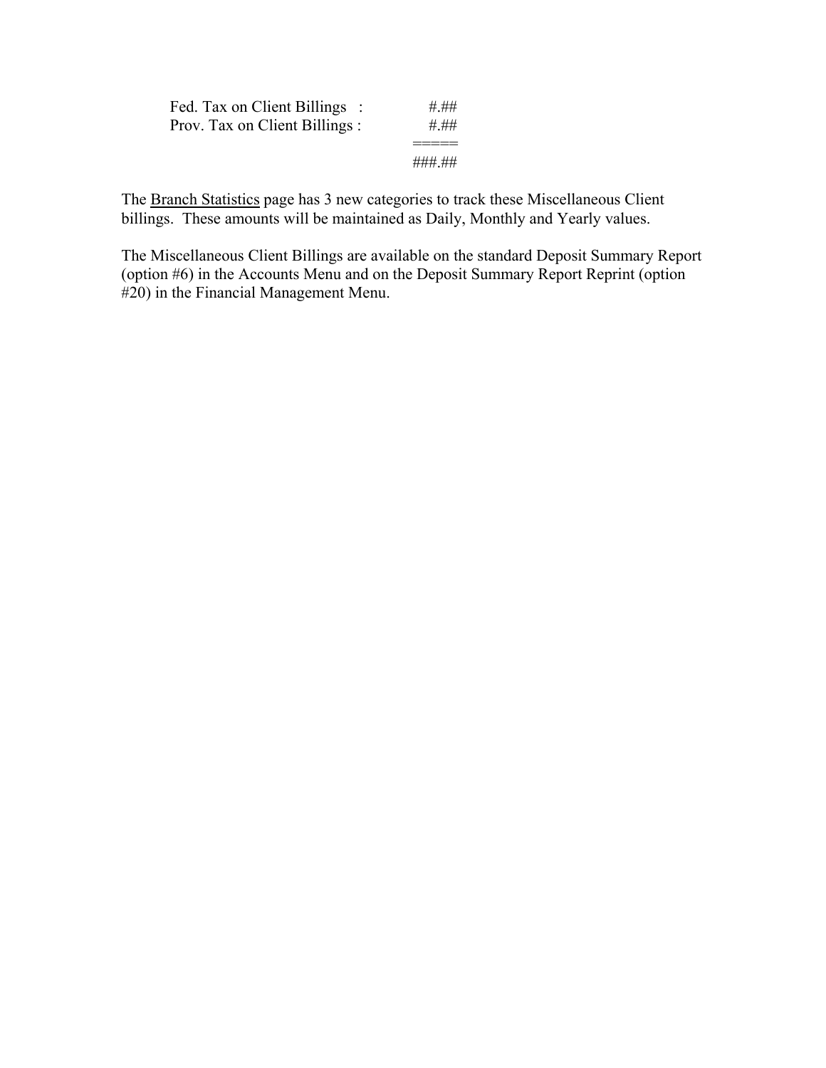| | |
|---|---|
| Fed. Tax on Client Billings : | #.## |
| Prov. Tax on Client Billings : | #.## |
| | ===== |
| | ###.## |

The Branch Statistics page has 3 new categories to track these Miscellaneous Client billings. These amounts will be maintained as Daily, Monthly and Yearly values.

The Miscellaneous Client Billings are available on the standard Deposit Summary Report (option #6) in the Accounts Menu and on the Deposit Summary Report Reprint (option #20) in the Financial Management Menu.